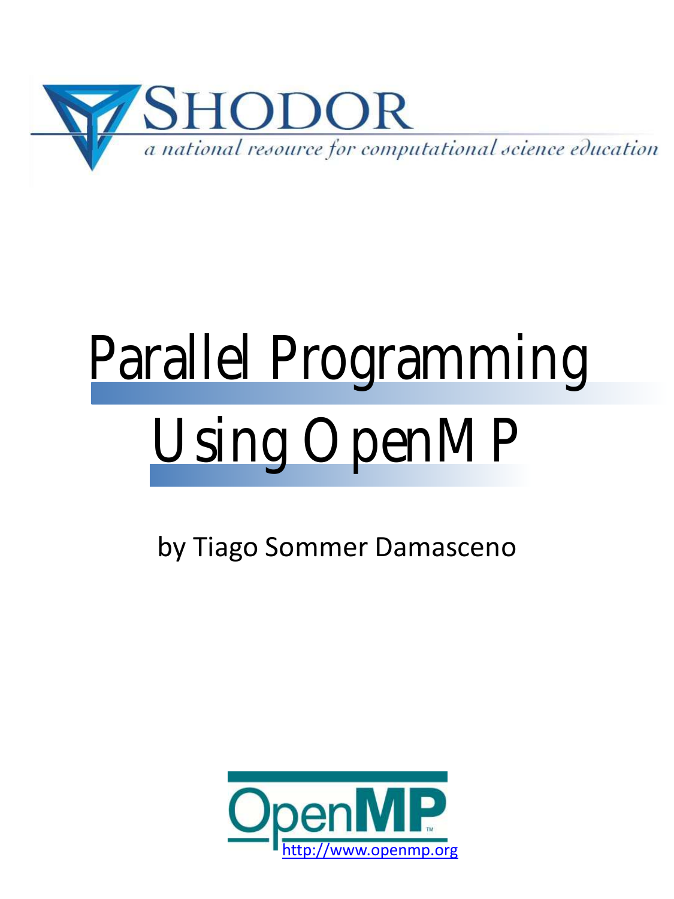SHODOR

*a national resource for computational science education*

# Parallel Programming Using OpenMP

by Tiago Sommer Damasceno

OpenMP

[http://www.openmp.org](http://www.openmp.org)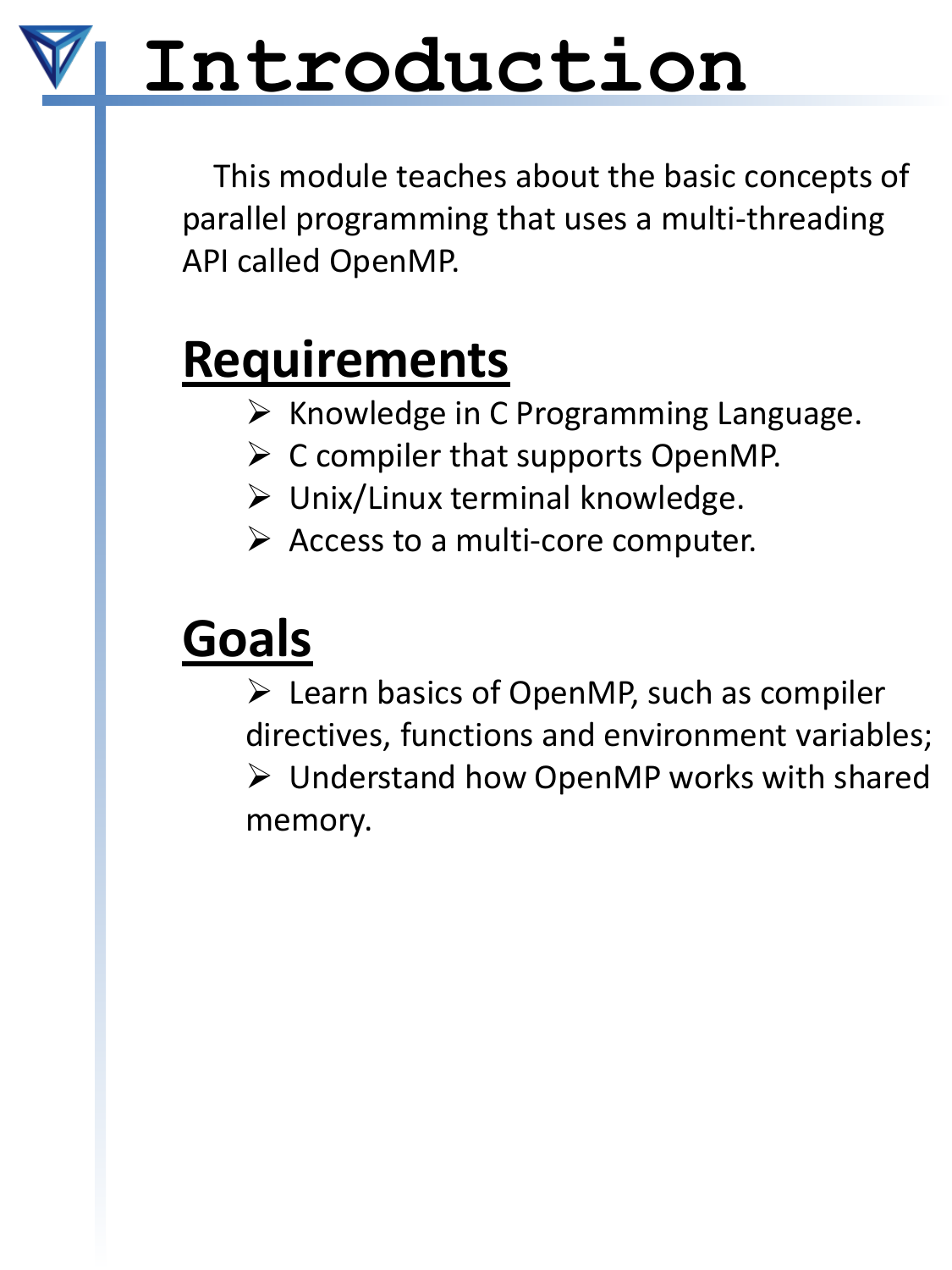# Introduction

This module teaches about the basic concepts of parallel programming that uses a multi-threading API called OpenMP.

## Requirements

- Knowledge in C Programming Language.
- C compiler that supports OpenMP.
- Unix/Linux terminal knowledge.
- Access to a multi-core computer.

## Goals

- Learn basics of OpenMP, such as compiler directives, functions and environment variables;
- Understand how OpenMP works with shared memory.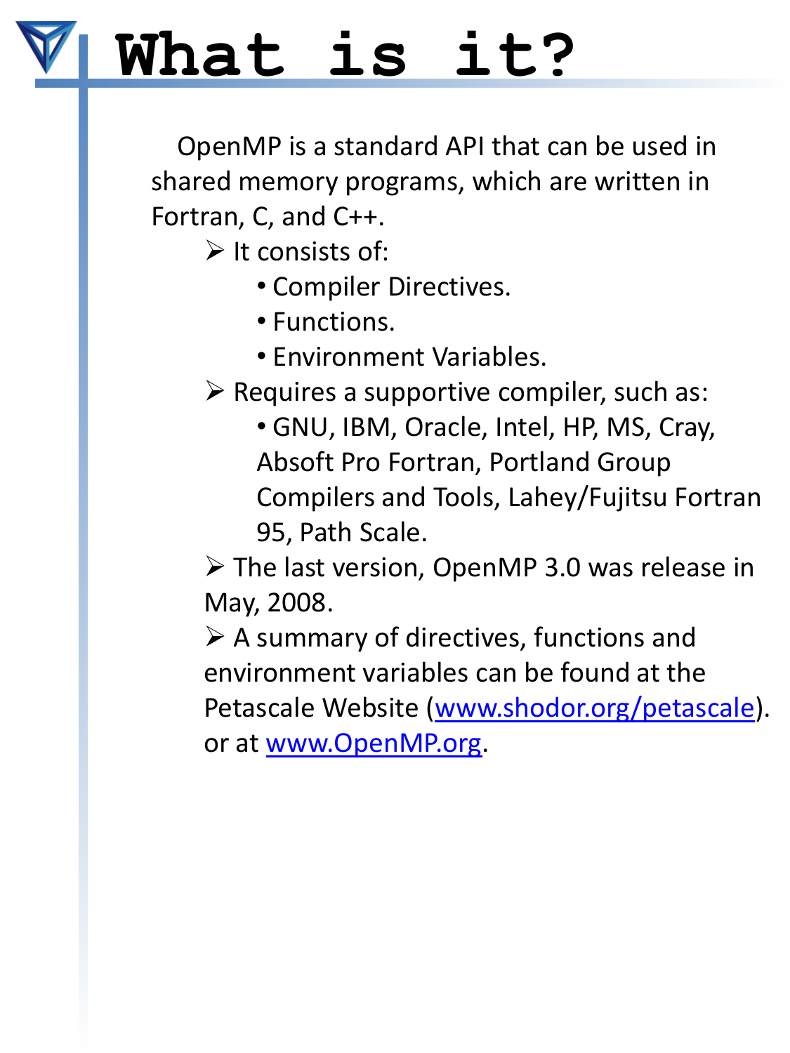# What is it?

OpenMP is a standard API that can be used in shared memory programs, which are written in Fortran, C, and C++.

- It consists of:
  - Compiler Directives.
  - Functions.
  - Environment Variables.
- Requires a supportive compiler, such as:
  - GNU, IBM, Oracle, Intel, HP, MS, Cray, Absoft Pro Fortran, Portland Group Compilers and Tools, Lahey/Fujitsu Fortran 95, Path Scale.
- The last version, OpenMP 3.0 was release in May, 2008.
- A summary of directives, functions and environment variables can be found at the Petascale Website ([www.shodor.org/petascale](www.shodor.org/petascale)). or at [www.OpenMP.org](www.OpenMP.org).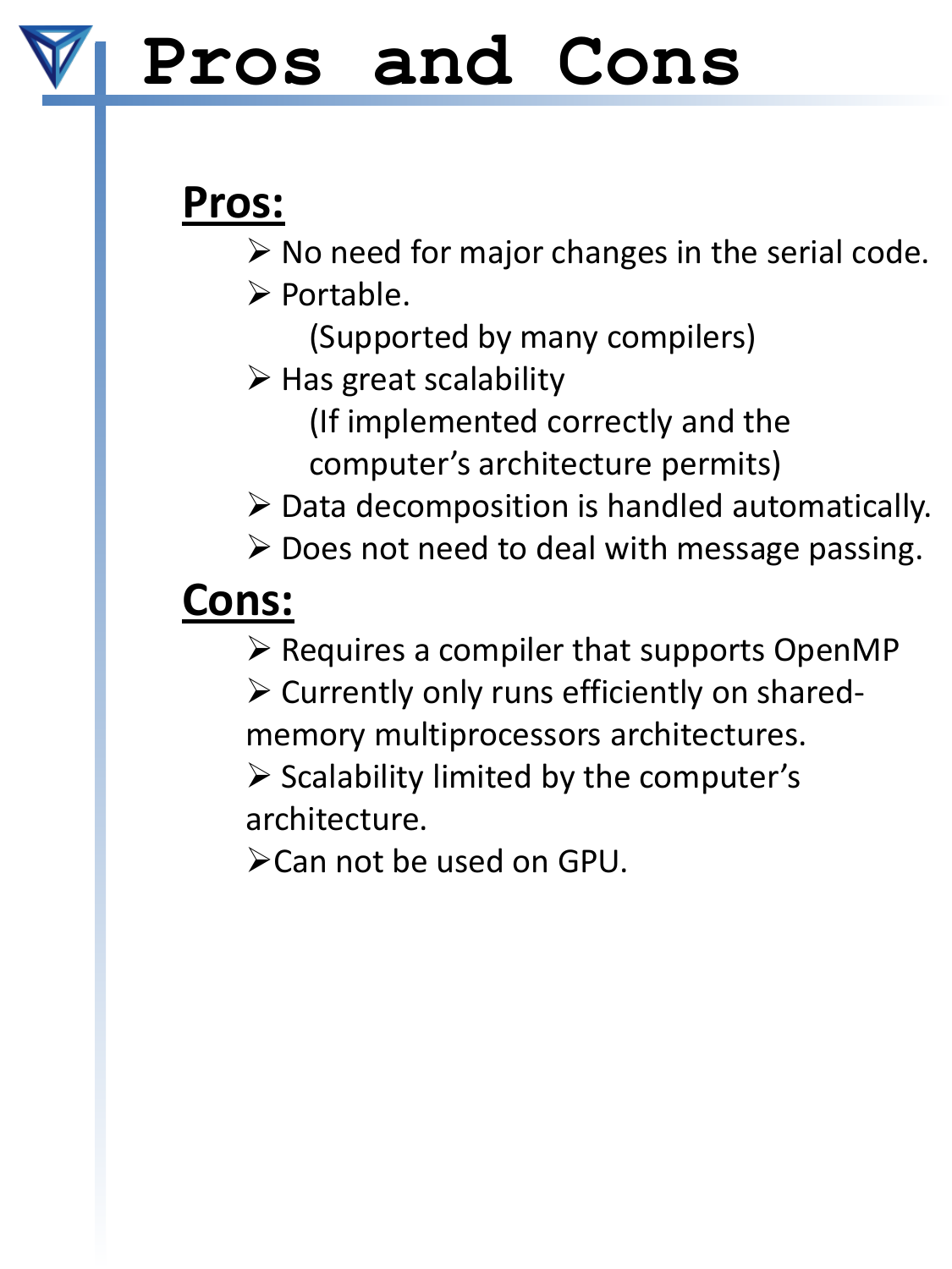# Pros and Cons

**Pros:**

- No need for major changes in the serial code.
- Portable.
  (Supported by many compilers)
- Has great scalability
  (If implemented correctly and the computer's architecture permits)
- Data decomposition is handled automatically.
- Does not need to deal with message passing.

**Cons:**

- Requires a compiler that supports OpenMP
- Currently only runs efficiently on shared-memory multiprocessors architectures.
- Scalability limited by the computer's architecture.
- Can not be used on GPU.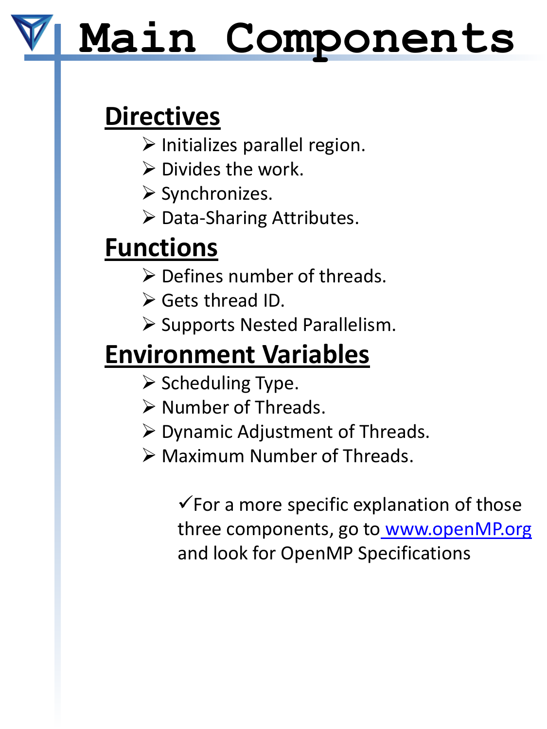# Main Components

## Directives

- Initializes parallel region.
- Divides the work.
- Synchronizes.
- Data-Sharing Attributes.

## Functions

- Defines number of threads.
- Gets thread ID.
- Supports Nested Parallelism.

## Environment Variables

- Scheduling Type.
- Number of Threads.
- Dynamic Adjustment of Threads.
- Maximum Number of Threads.

✓For a more specific explanation of those three components, go to [www.openMP.org](http://www.openMP.org) and look for OpenMP Specifications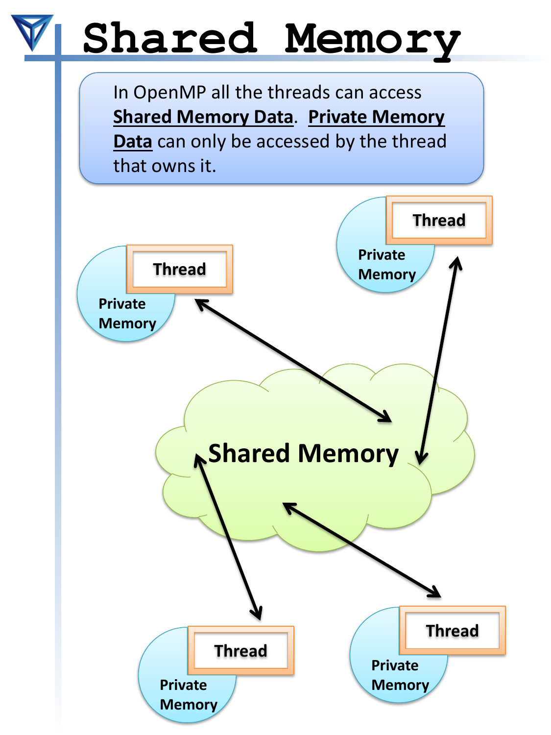# Shared Memory

In OpenMP all the threads can access **Shared Memory Data**. **Private Memory Data** can only be accessed by the thread that owns it.

Thread
Private Memory

Thread
Private Memory

Shared Memory

Thread
Private Memory

Thread
Private Memory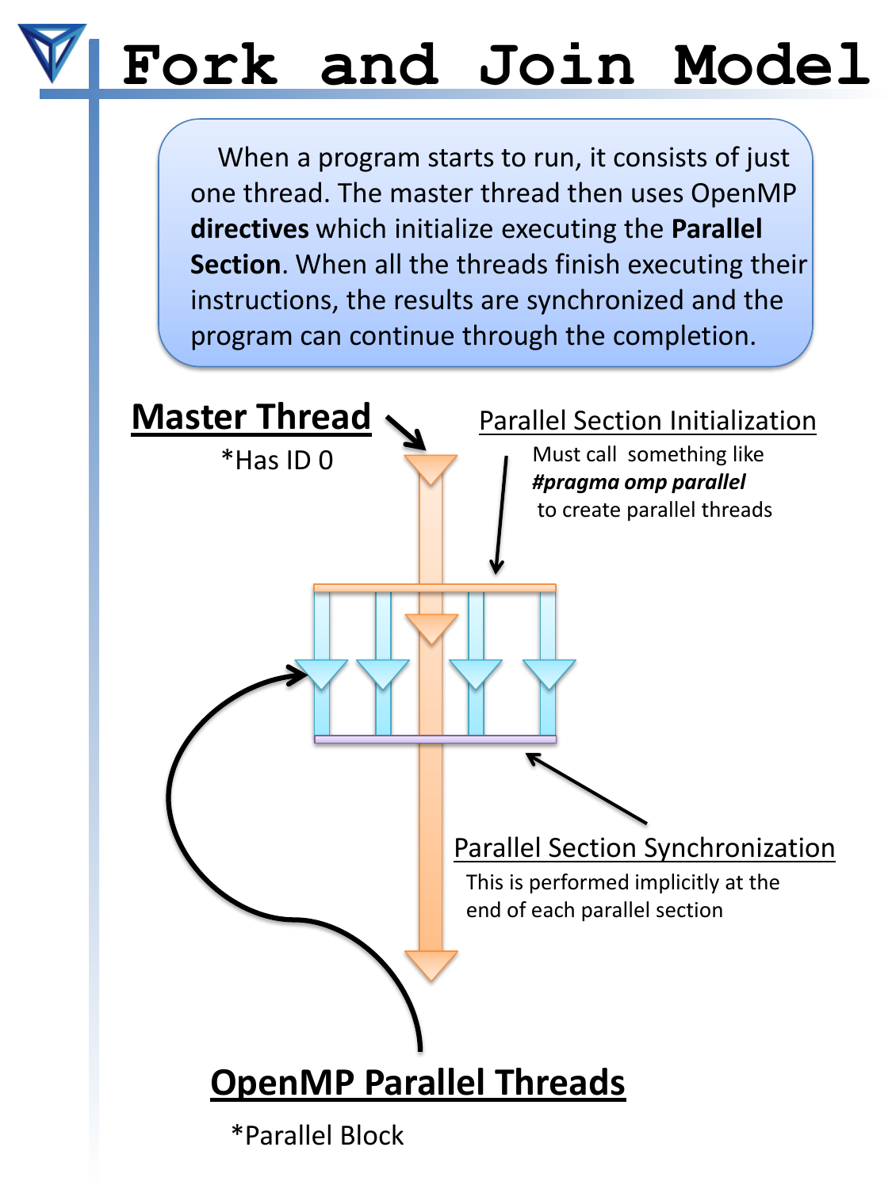# Fork and Join Model

When a program starts to run, it consists of just one thread. The master thread then uses OpenMP **directives** which initialize executing the **Parallel Section**. When all the threads finish executing their instructions, the results are synchronized and the program can continue through the completion.

**Master Thread**

*Has ID 0

Parallel Section Initialization

Must call something like ***#pragma omp parallel*** to create parallel threads

Parallel Section Synchronization

This is performed implicitly at the end of each parallel section

**OpenMP Parallel Threads**

*Parallel Block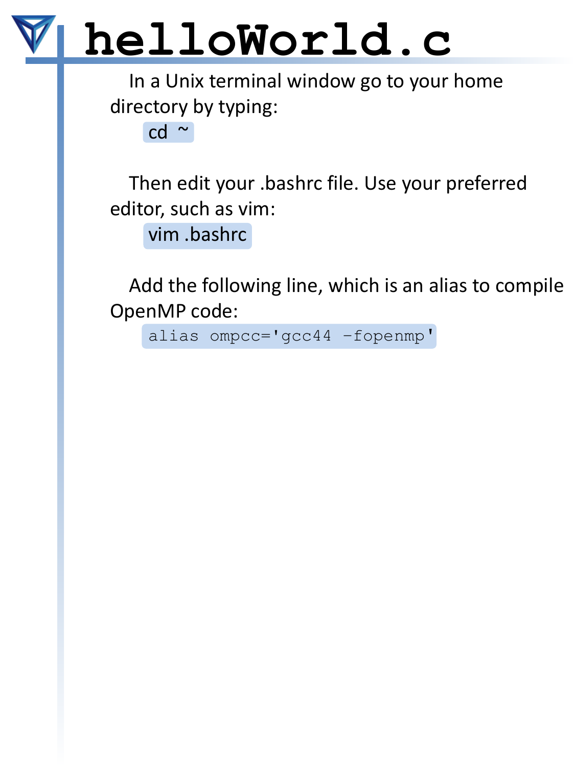# helloWorld.c

In a Unix terminal window go to your home directory by typing:

```
cd ~
```

Then edit your .bashrc file. Use your preferred editor, such as vim:

```
vim .bashrc
```

Add the following line, which is an alias to compile OpenMP code:

```
alias ompcc='gcc44 -fopenmp'
```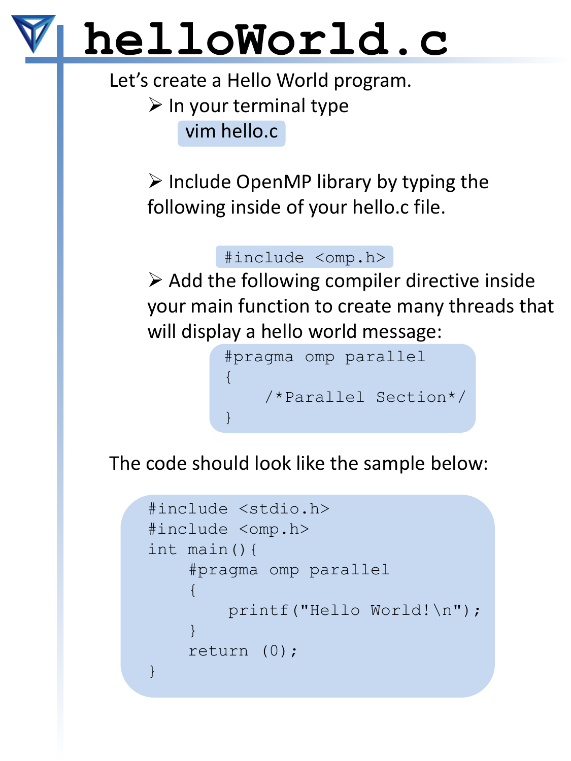# helloWorld.c

Let's create a Hello World program.

- In your terminal type

```
vim hello.c
```

- Include OpenMP library by typing the following inside of your hello.c file.

```
#include <omp.h>
```

- Add the following compiler directive inside your main function to create many threads that will display a hello world message:

```
#pragma omp parallel
{
    /*Parallel Section*/
}
```

The code should look like the sample below:

```
#include <stdio.h>
#include <omp.h>
int main(){
    #pragma omp parallel
    {
        printf("Hello World!\n");
    }
    return (0);
}
```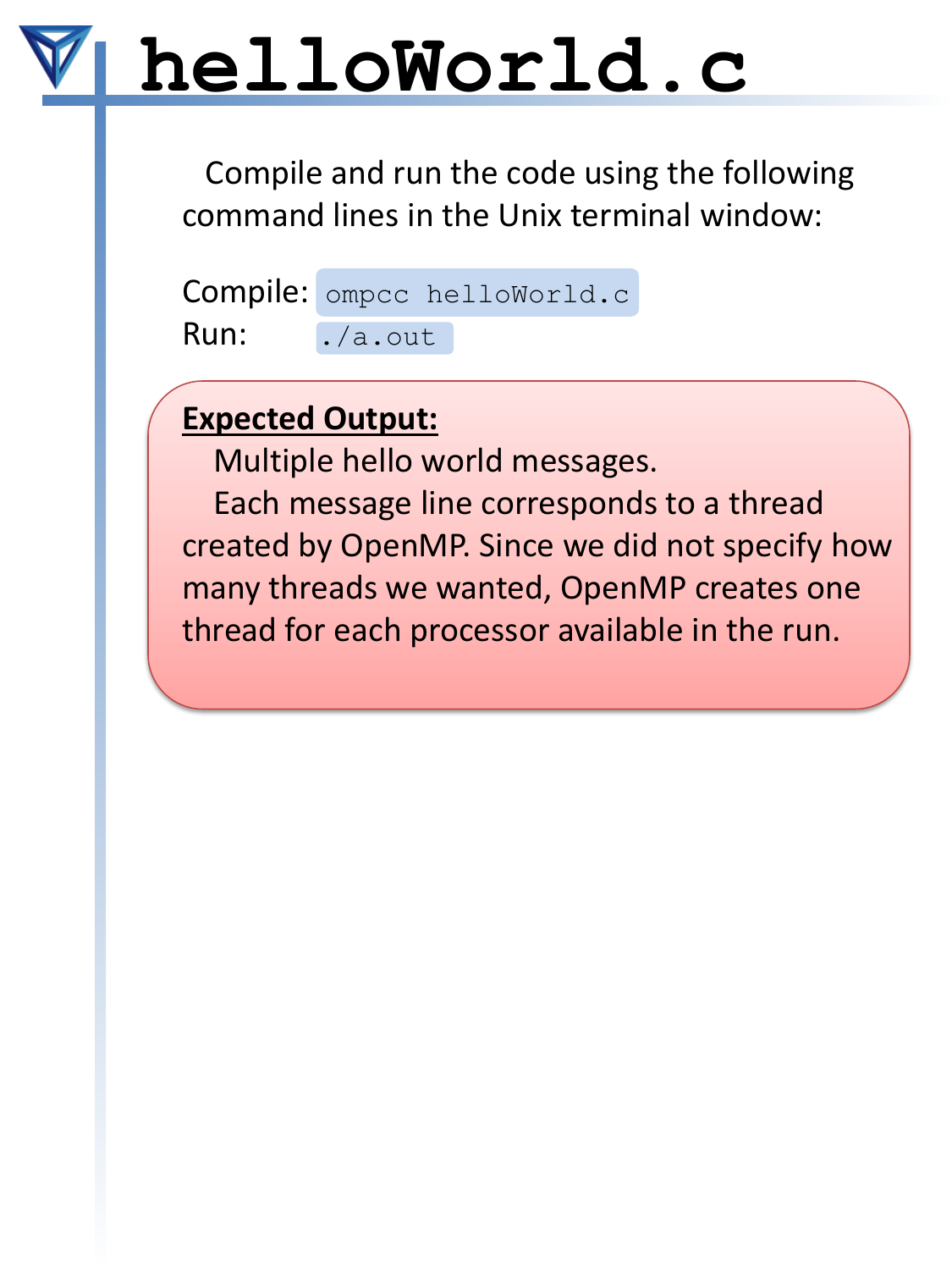# helloWorld.c

Compile and run the code using the following command lines in the Unix terminal window:

Compile: `ompcc helloWorld.c`
Run: `./a.out`

**Expected Output:**

Multiple hello world messages.

Each message line corresponds to a thread created by OpenMP. Since we did not specify how many threads we wanted, OpenMP creates one thread for each processor available in the run.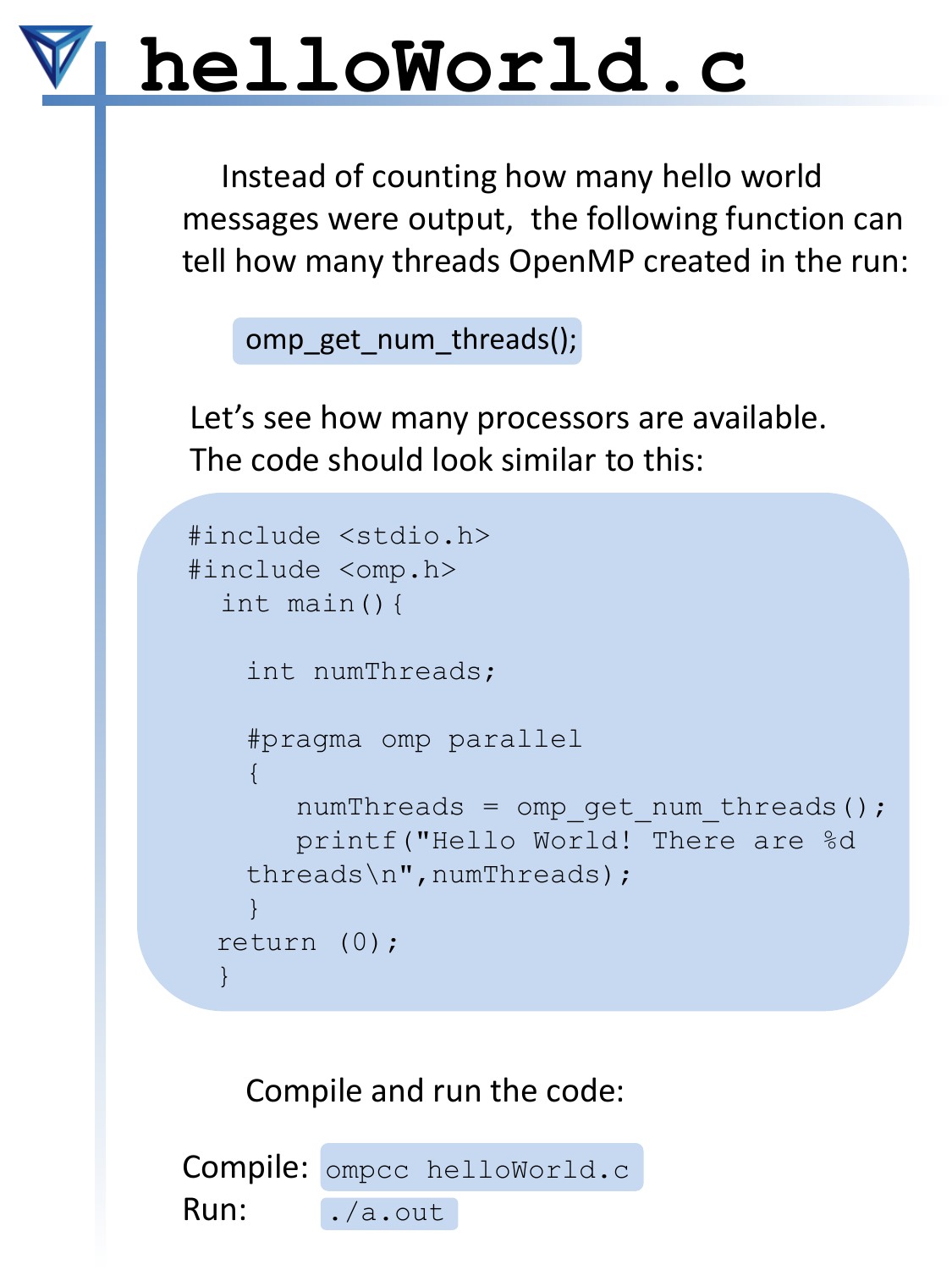# helloWorld.c

Instead of counting how many hello world messages were output, the following function can tell how many threads OpenMP created in the run:

```
omp_get_num_threads();
```

Let's see how many processors are available. The code should look similar to this:

```
#include <stdio.h>
#include <omp.h>
  int main(){

    int numThreads;

    #pragma omp parallel
    {
       numThreads = omp_get_num_threads();
       printf("Hello World! There are %d
    threads\n",numThreads);
    }
  return (0);
  }
```

Compile and run the code:

Compile: `ompcc helloWorld.c`
Run: `./a.out`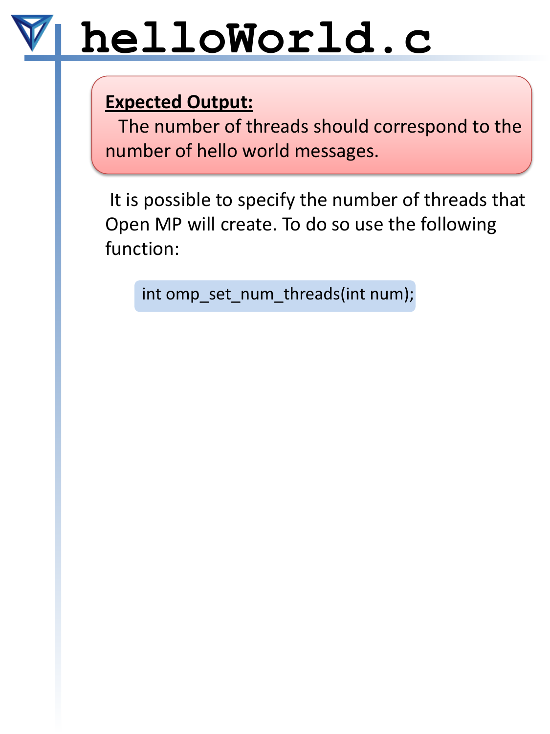# helloWorld.c

**Expected Output:**
The number of threads should correspond to the number of hello world messages.

It is possible to specify the number of threads that Open MP will create. To do so use the following function:

```
int omp_set_num_threads(int num);
```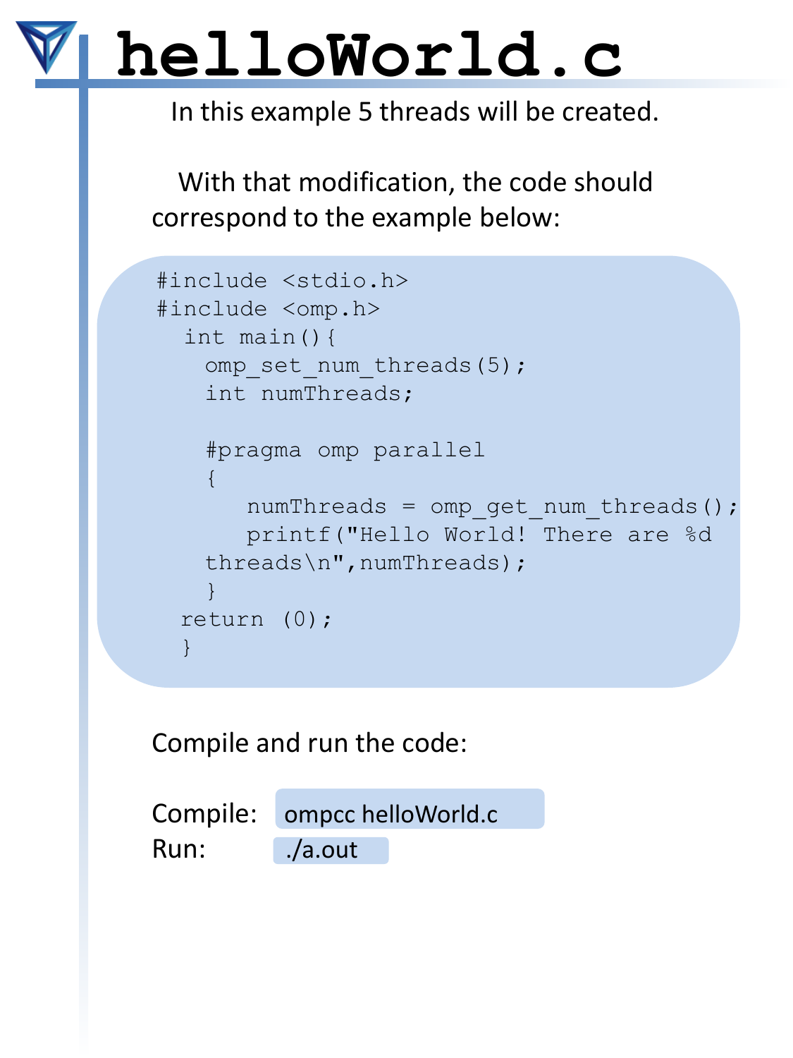# helloWorld.c

In this example 5 threads will be created.

With that modification, the code should correspond to the example below:

```
#include <stdio.h>
#include <omp.h>
  int main(){
    omp_set_num_threads(5);
    int numThreads;

    #pragma omp parallel
    {
       numThreads = omp_get_num_threads();
       printf("Hello World! There are %d
    threads\n",numThreads);
    }
  return (0);
  }
```

Compile and run the code:

Compile: `ompcc helloWorld.c`

Run: `./a.out`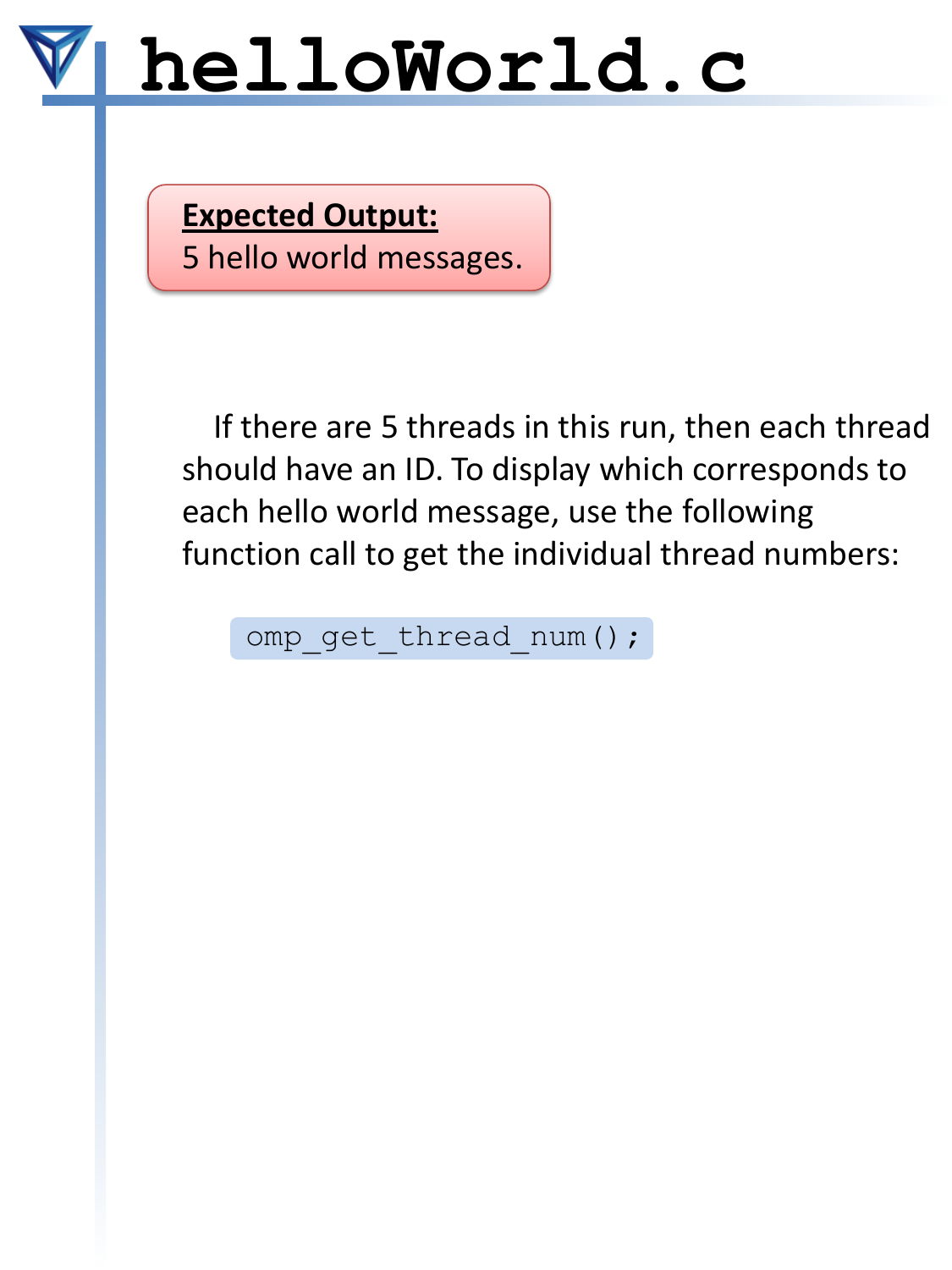# helloWorld.c

**Expected Output:**
5 hello world messages.

If there are 5 threads in this run, then each thread should have an ID. To display which corresponds to each hello world message, use the following function call to get the individual thread numbers:

```
omp_get_thread_num();
```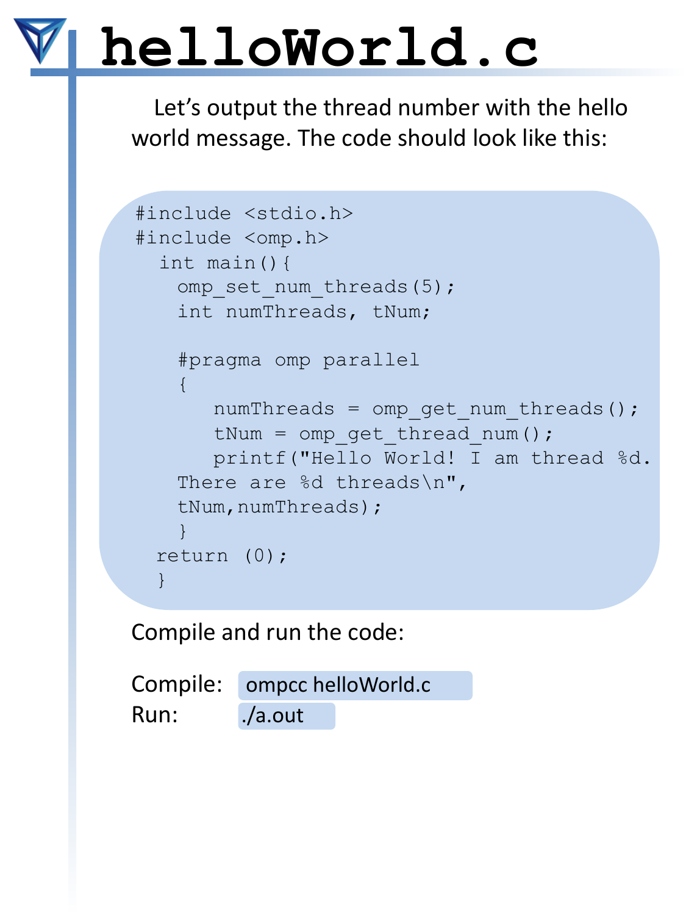# helloWorld.c

Let's output the thread number with the hello world message. The code should look like this:

```
#include <stdio.h>
#include <omp.h>
  int main(){
    omp_set_num_threads(5);
    int numThreads, tNum;

    #pragma omp parallel
    {
       numThreads = omp_get_num_threads();
       tNum = omp_get_thread_num();
       printf("Hello World! I am thread %d.
    There are %d threads\n",
    tNum,numThreads);
    }
  return (0);
  }
```

Compile and run the code:

Compile: `ompcc helloWorld.c`

Run: `./a.out`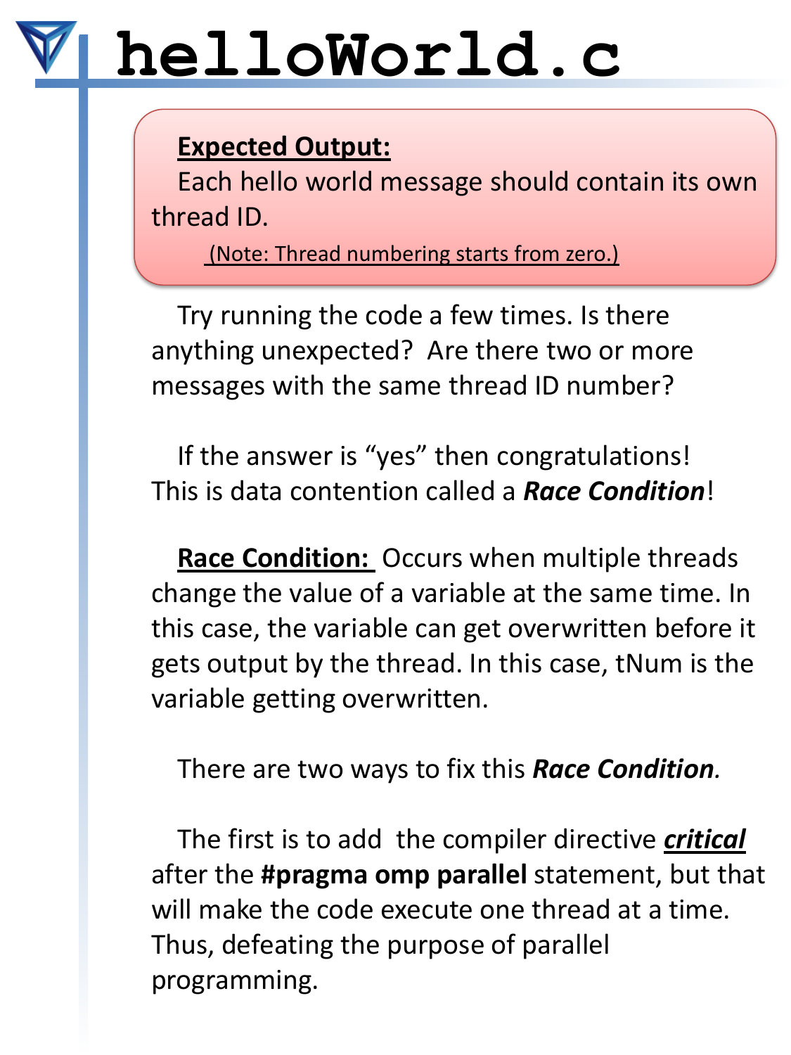# helloWorld.c

**Expected Output:**

Each hello world message should contain its own thread ID.

(Note: Thread numbering starts from zero.)

Try running the code a few times. Is there anything unexpected? Are there two or more messages with the same thread ID number?

If the answer is "yes" then congratulations! This is data contention called a ***Race Condition***!

**Race Condition:** Occurs when multiple threads change the value of a variable at the same time. In this case, the variable can get overwritten before it gets output by the thread. In this case, tNum is the variable getting overwritten.

There are two ways to fix this ***Race Condition***.

The first is to add the compiler directive ***critical*** after the **#pragma omp parallel** statement, but that will make the code execute one thread at a time. Thus, defeating the purpose of parallel programming.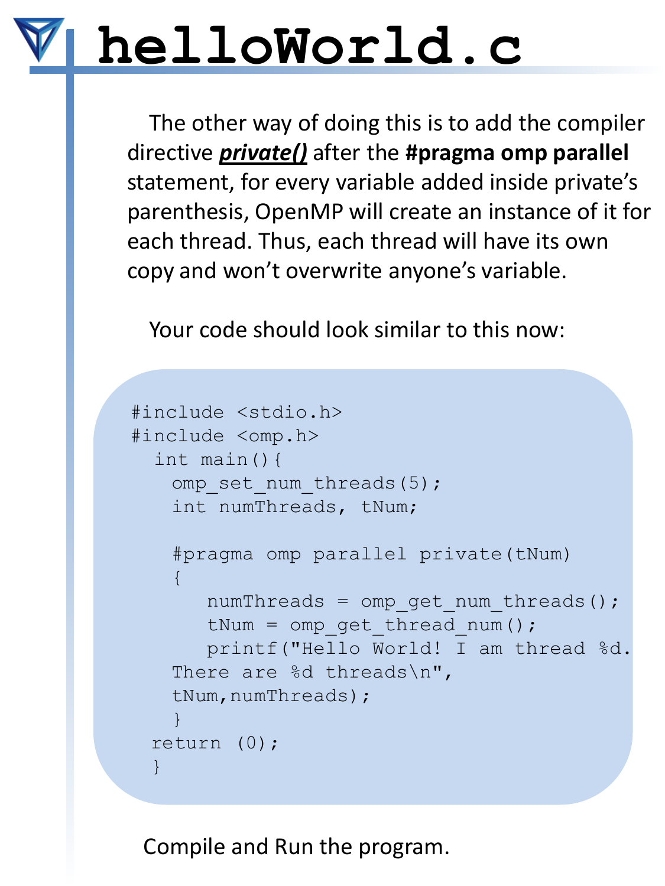# helloWorld.c

The other way of doing this is to add the compiler directive ***private()*** after the **#pragma omp parallel** statement, for every variable added inside private's parenthesis, OpenMP will create an instance of it for each thread. Thus, each thread will have its own copy and won't overwrite anyone's variable.

Your code should look similar to this now:

```
#include <stdio.h>
#include <omp.h>
  int main(){
    omp_set_num_threads(5);
    int numThreads, tNum;

    #pragma omp parallel private(tNum)
    {
       numThreads = omp_get_num_threads();
       tNum = omp_get_thread_num();
       printf("Hello World! I am thread %d.
    There are %d threads\n",
    tNum,numThreads);
    }
  return (0);
  }
```

Compile and Run the program.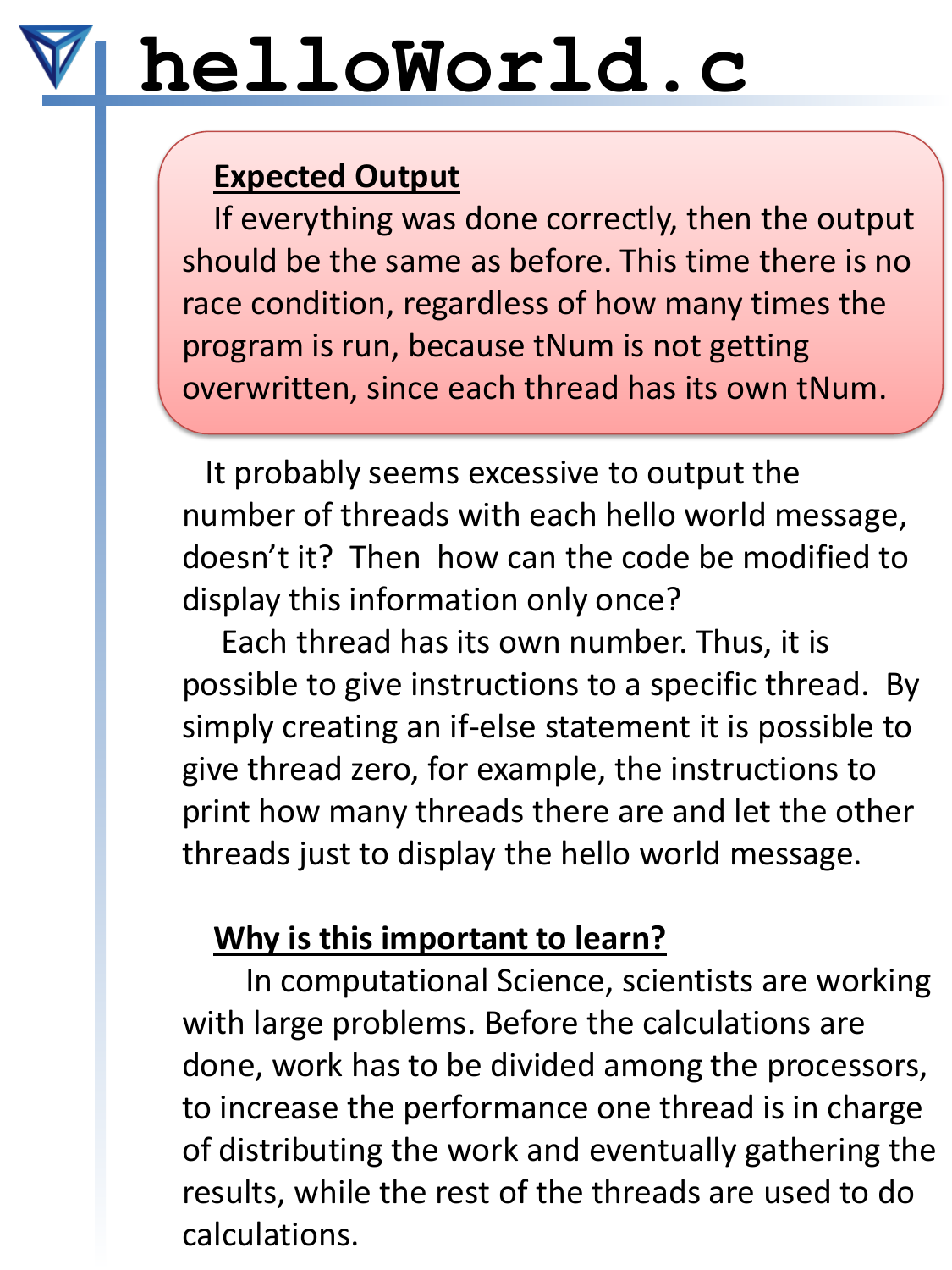# helloWorld.c

**Expected Output**

If everything was done correctly, then the output should be the same as before. This time there is no race condition, regardless of how many times the program is run, because tNum is not getting overwritten, since each thread has its own tNum.

It probably seems excessive to output the number of threads with each hello world message, doesn't it? Then how can the code be modified to display this information only once?

Each thread has its own number. Thus, it is possible to give instructions to a specific thread. By simply creating an if-else statement it is possible to give thread zero, for example, the instructions to print how many threads there are and let the other threads just to display the hello world message.

**Why is this important to learn?**

In computational Science, scientists are working with large problems. Before the calculations are done, work has to be divided among the processors, to increase the performance one thread is in charge of distributing the work and eventually gathering the results, while the rest of the threads are used to do calculations.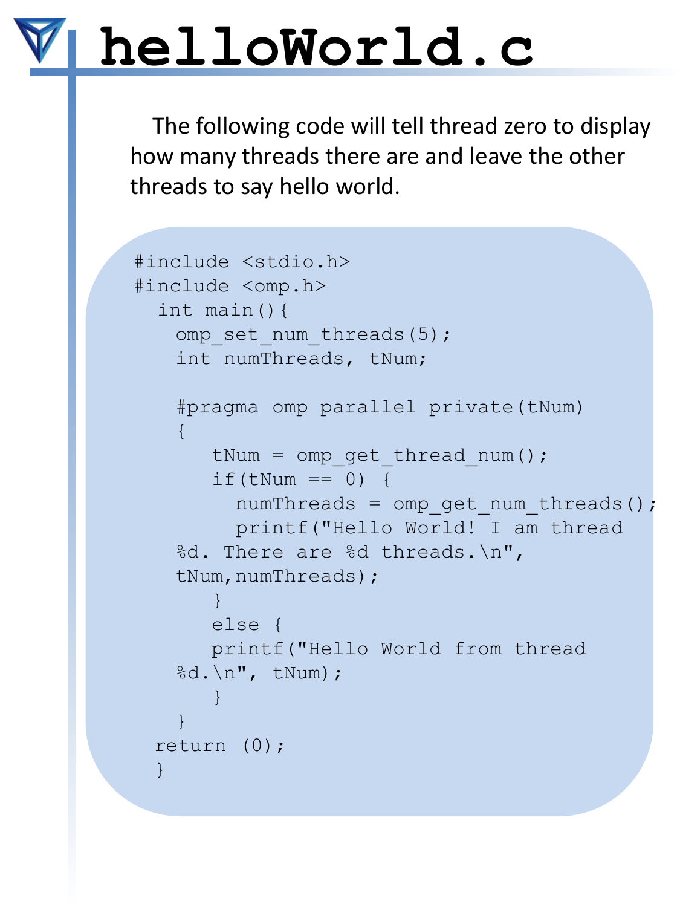# helloWorld.c

The following code will tell thread zero to display how many threads there are and leave the other threads to say hello world.

```
#include <stdio.h>
#include <omp.h>
  int main(){
    omp_set_num_threads(5);
    int numThreads, tNum;

    #pragma omp parallel private(tNum)
    {
       tNum = omp_get_thread_num();
       if(tNum == 0)  {
         numThreads = omp_get_num_threads();
         printf("Hello World! I am thread
    %d. There are %d threads.\n",
    tNum,numThreads);
       }
       else {
       printf("Hello World from thread
    %d.\n", tNum);
       }
    }
  return (0);
  }
```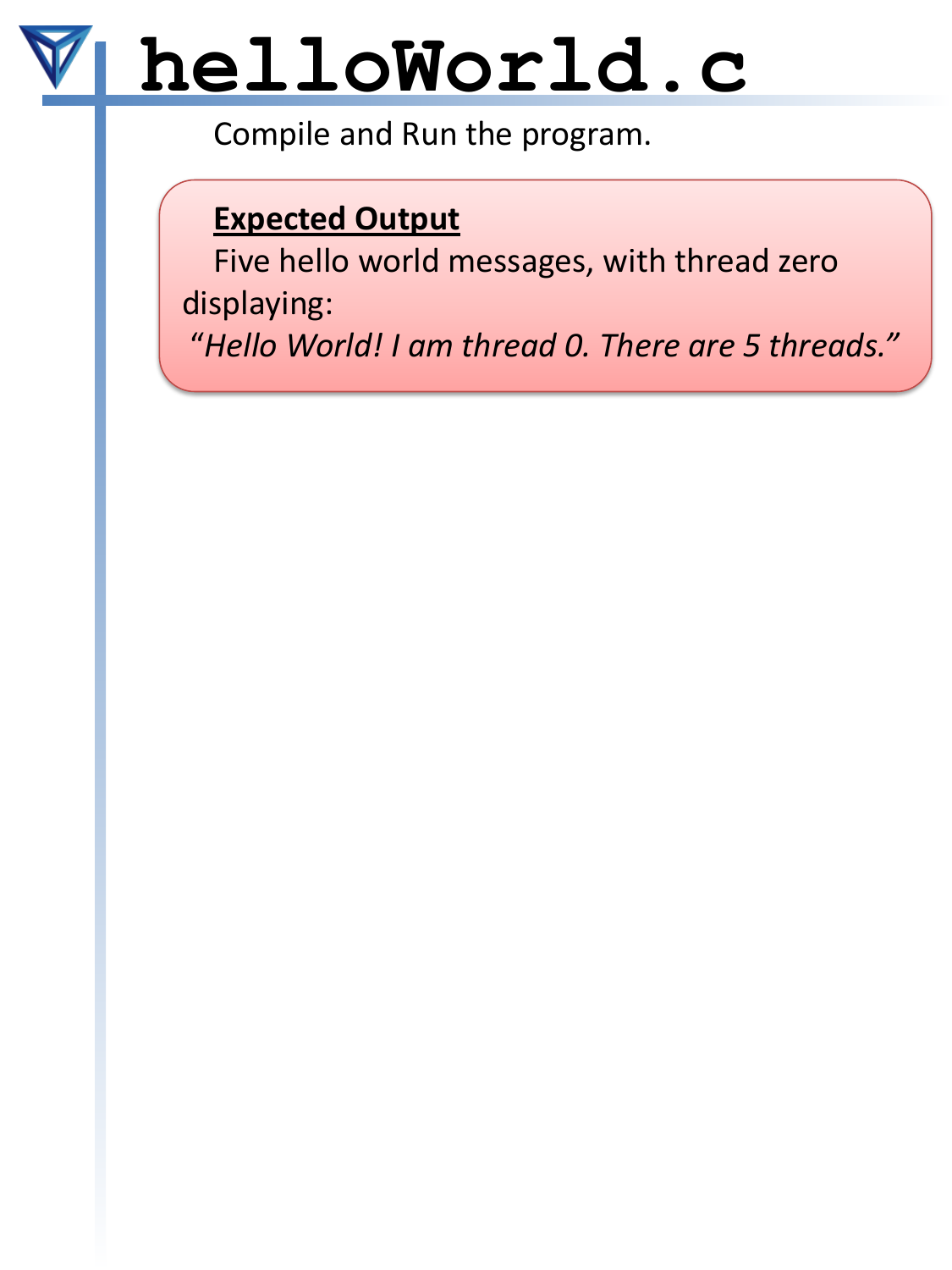# helloWorld.c

Compile and Run the program.

**Expected Output**

Five hello world messages, with thread zero displaying:

*"Hello World! I am thread 0. There are 5 threads."*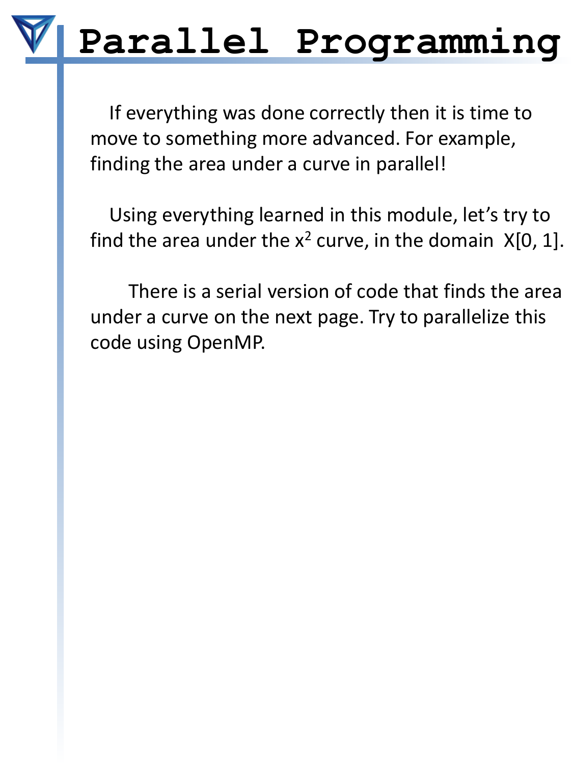# Parallel Programming

If everything was done correctly then it is time to move to something more advanced. For example, finding the area under a curve in parallel!

Using everything learned in this module, let's try to find the area under the $x^2$ curve, in the domain X[0, 1].

There is a serial version of code that finds the area under a curve on the next page. Try to parallelize this code using OpenMP.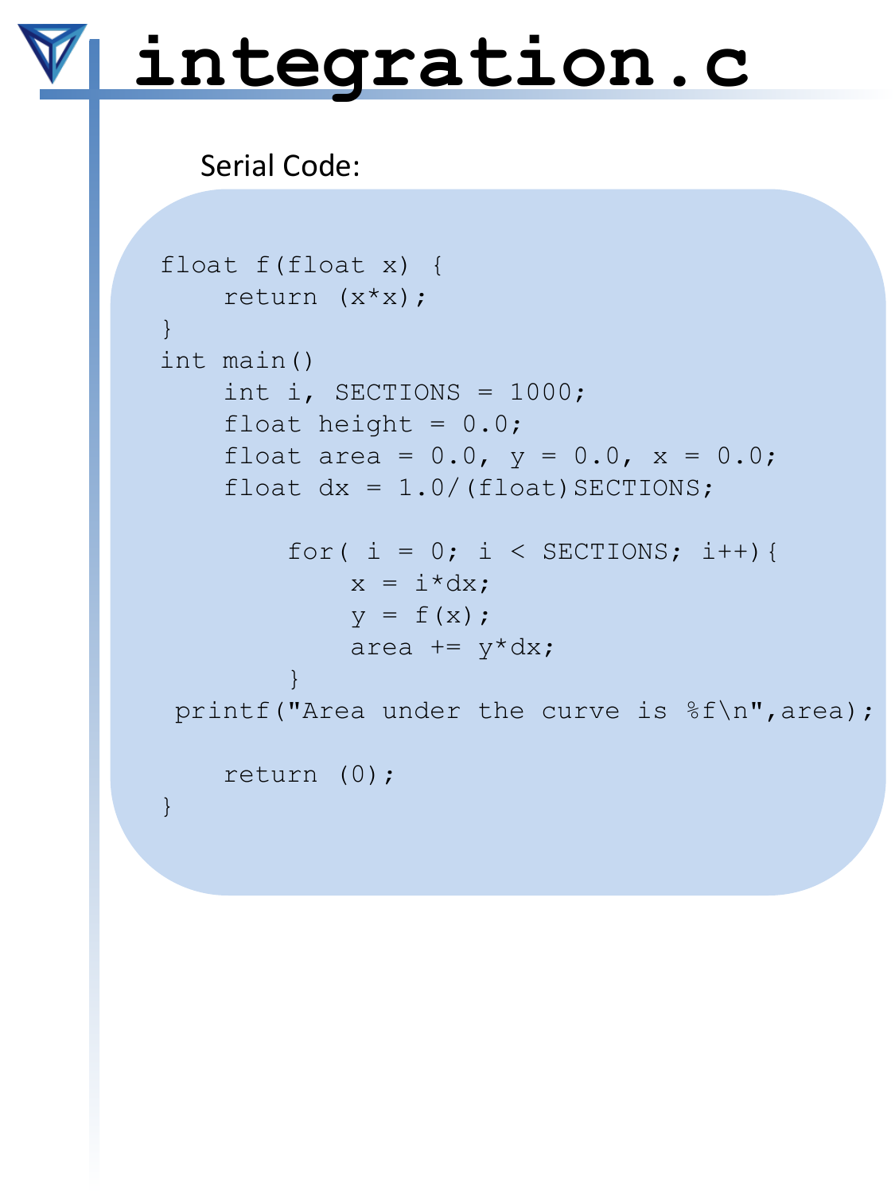# integration.c

Serial Code:

```
float f(float x) {
    return (x*x);
}
int main()
    int i, SECTIONS = 1000;
    float height = 0.0;
    float area = 0.0, y = 0.0, x = 0.0;
    float dx = 1.0/(float)SECTIONS;

        for( i = 0; i < SECTIONS; i++){
            x = i*dx;
            y = f(x);
            area += y*dx;
        }
 printf("Area under the curve is %f\n",area);

    return (0);
}
```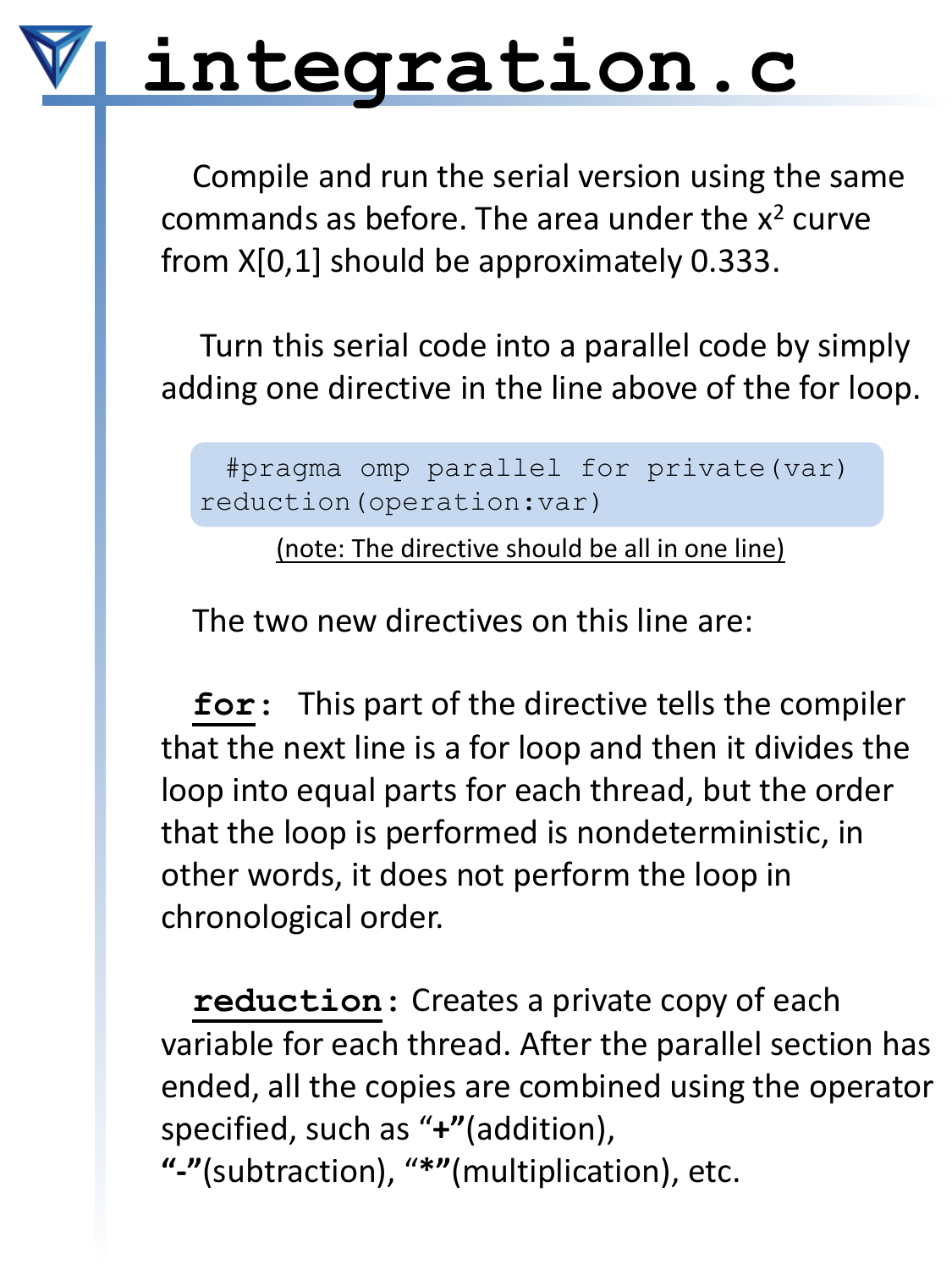# integration.c

Compile and run the serial version using the same commands as before. The area under the $x^2$ curve from X[0,1] should be approximately 0.333.

Turn this serial code into a parallel code by simply adding one directive in the line above of the for loop.

```
#pragma omp parallel for private(var) reduction(operation:var)
```

(note: The directive should be all in one line)

The two new directives on this line are:

**`for`:** This part of the directive tells the compiler that the next line is a for loop and then it divides the loop into equal parts for each thread, but the order that the loop is performed is nondeterministic, in other words, it does not perform the loop in chronological order.

**`reduction`:** Creates a private copy of each variable for each thread. After the parallel section has ended, all the copies are combined using the operator specified, such as "**+**"(addition), "**-**"(subtraction), "**\***"(multiplication), etc.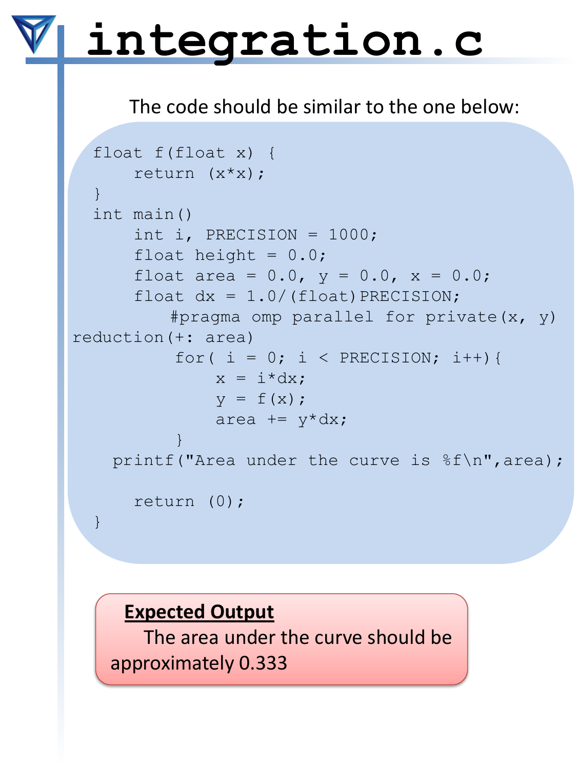# integration.c

The code should be similar to the one below:

```
float f(float x) {
    return (x*x);
}
int main()
    int i, PRECISION = 1000;
    float height = 0.0;
    float area = 0.0, y = 0.0, x = 0.0;
    float dx = 1.0/(float)PRECISION;
      #pragma omp parallel for private(x, y)
reduction(+: area)
      for( i = 0; i < PRECISION; i++){
          x = i*dx;
          y = f(x);
          area += y*dx;
      }
   printf("Area under the curve is %f\n",area);

    return (0);
}
```

**Expected Output**

The area under the curve should be approximately 0.333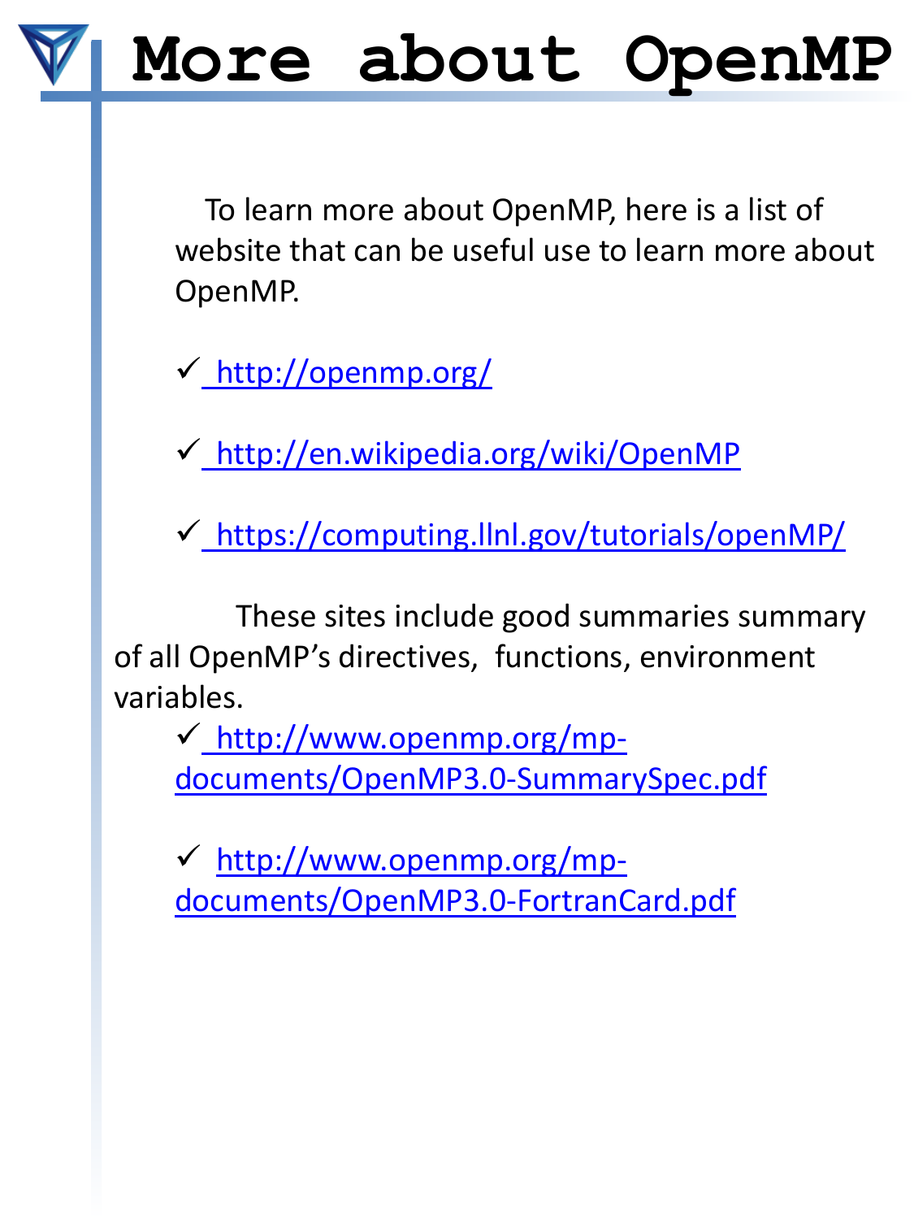# More about OpenMP

To learn more about OpenMP, here is a list of website that can be useful use to learn more about OpenMP.

- ✓ http://openmp.org/
- ✓ http://en.wikipedia.org/wiki/OpenMP
- ✓ https://computing.llnl.gov/tutorials/openMP/

These sites include good summaries summary of all OpenMP's directives, functions, environment variables.

- ✓ http://www.openmp.org/mp-documents/OpenMP3.0-SummarySpec.pdf
- ✓ http://www.openmp.org/mp-documents/OpenMP3.0-FortranCard.pdf